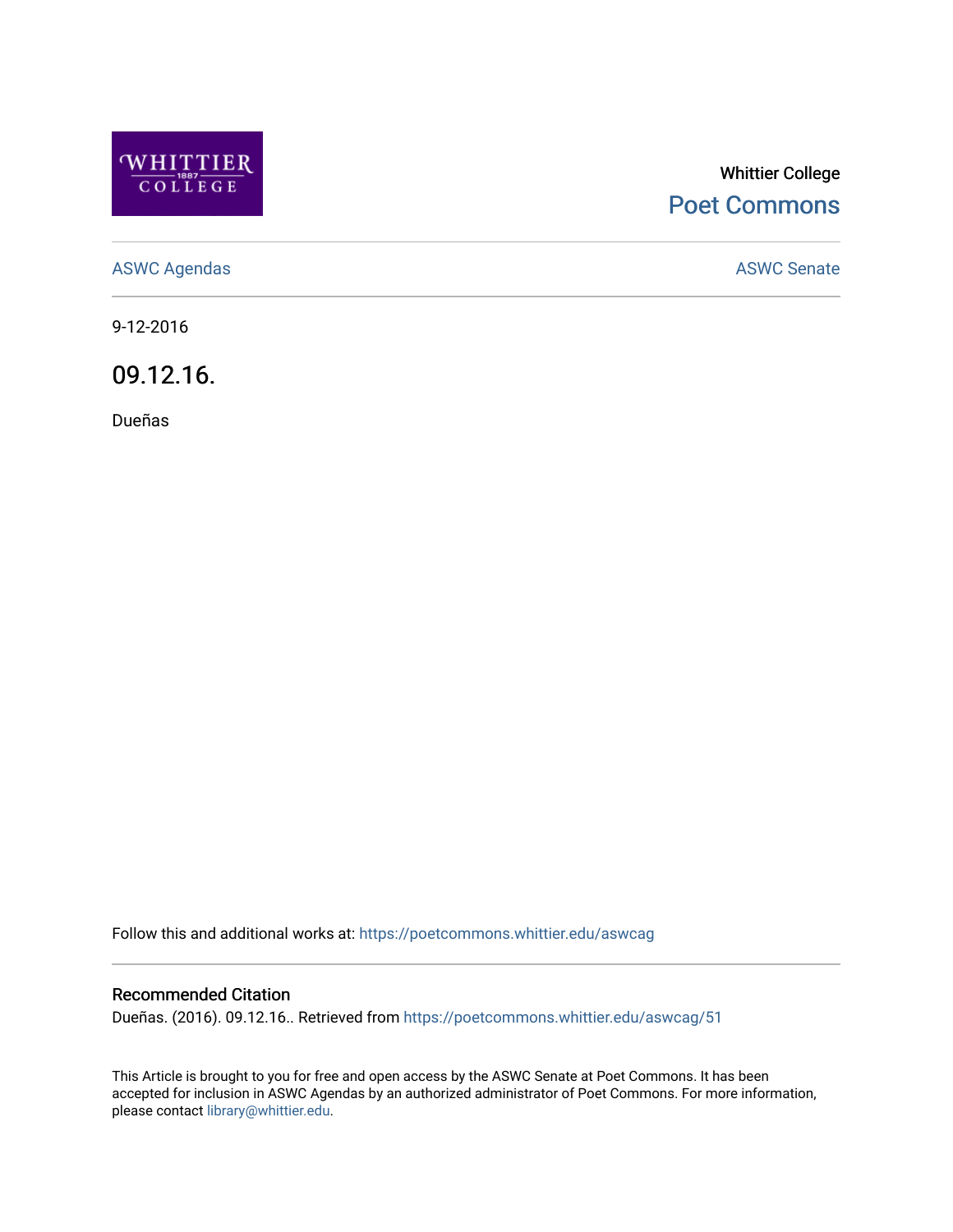Whittier College

Poet Commons

ASWC Agendas

ASWC Senate

9-12-2016

# 09.12.16.

Dueñas

Follow this and additional works at: https://poetcommons.whittier.edu/aswcag

## Recommended Citation

Dueñas. (2016). 09.12.16.. Retrieved from https://poetcommons.whittier.edu/aswcag/51

This Article is brought to you for free and open access by the ASWC Senate at Poet Commons. It has been accepted for inclusion in ASWC Agendas by an authorized administrator of Poet Commons. For more information, please contact library@whittier.edu.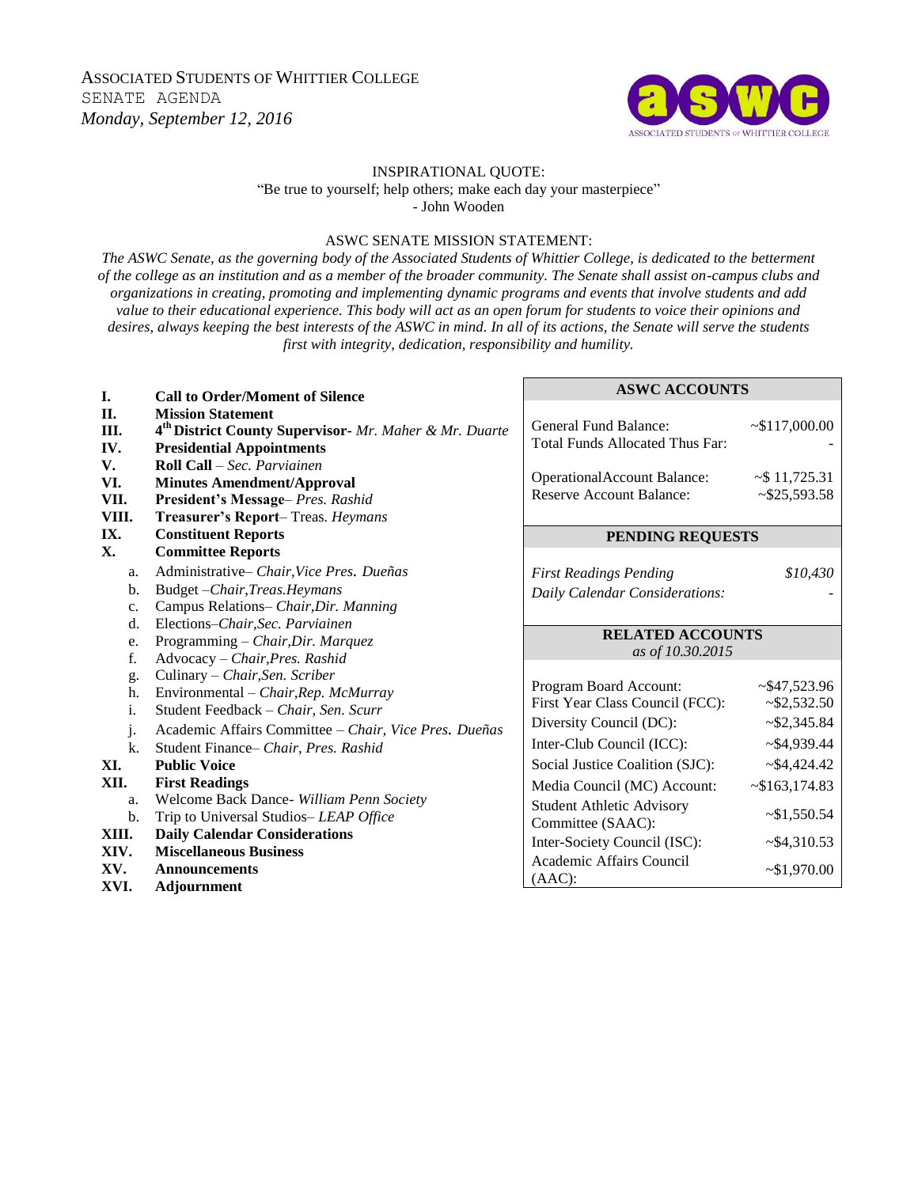ASSOCIATED STUDENTS OF WHITTIER COLLEGE
SENATE AGENDA
*Monday, September 12, 2016*

INSPIRATIONAL QUOTE:
"Be true to yourself; help others; make each day your masterpiece"
- John Wooden

ASWC SENATE MISSION STATEMENT:
*The ASWC Senate, as the governing body of the Associated Students of Whittier College, is dedicated to the betterment of the college as an institution and as a member of the broader community. The Senate shall assist on-campus clubs and organizations in creating, promoting and implementing dynamic programs and events that involve students and add value to their educational experience. This body will act as an open forum for students to voice their opinions and desires, always keeping the best interests of the ASWC in mind. In all of its actions, the Senate will serve the students first with integrity, dedication, responsibility and humility.*

- **I. Call to Order/Moment of Silence**
- **II. Mission Statement**
- **III. 4th District County Supervisor**- *Mr. Maher & Mr. Duarte*
- **IV. Presidential Appointments**
- **V. Roll Call** – *Sec. Parviainen*
- **VI. Minutes Amendment/Approval**
- **VII. President's Message**– *Pres. Rashid*
- **VIII. Treasurer's Report**– Treas. *Heymans*
- **IX. Constituent Reports**
- **X. Committee Reports**
  - a. Administrative– *Chair,Vice Pres. Dueñas*
  - b. Budget –*Chair,Treas.Heymans*
  - c. Campus Relations– *Chair,Dir. Manning*
  - d. Elections–*Chair,Sec. Parviainen*
  - e. Programming – *Chair,Dir. Marquez*
  - f. Advocacy – *Chair,Pres. Rashid*
  - g. Culinary – *Chair,Sen. Scriber*
  - h. Environmental – *Chair,Rep. McMurray*
  - i. Student Feedback – *Chair, Sen. Scurr*
  - j. Academic Affairs Committee – *Chair, Vice Pres. Dueñas*
  - k. Student Finance– *Chair, Pres. Rashid*
- **XI. Public Voice**
- **XII. First Readings**
  - a. Welcome Back Dance- *William Penn Society*
  - b. Trip to Universal Studios– *LEAP Office*
- **XIII. Daily Calendar Considerations**
- **XIV. Miscellaneous Business**
- **XV. Announcements**
- **XVI. Adjournment**

| ASWC ACCOUNTS | |
|---|---|
| General Fund Balance: | ~$117,000.00 |
| Total Funds Allocated Thus Far: | - |
| OperationalAccount Balance: | ~$ 11,725.31 |
| Reserve Account Balance: | ~$25,593.58 |
| **PENDING REQUESTS** | |
| *First Readings Pending* | *$10,430* |
| *Daily Calendar Considerations:* | - |
| **RELATED ACCOUNTS** *as of 10.30.2015* | |
| Program Board Account: | ~$47,523.96 |
| First Year Class Council (FCC): | ~$2,532.50 |
| Diversity Council (DC): | ~$2,345.84 |
| Inter-Club Council (ICC): | ~$4,939.44 |
| Social Justice Coalition (SJC): | ~$4,424.42 |
| Media Council (MC) Account: | ~$163,174.83 |
| Student Athletic Advisory Committee (SAAC): | ~$1,550.54 |
| Inter-Society Council (ISC): | ~$4,310.53 |
| Academic Affairs Council (AAC): | ~$1,970.00 |